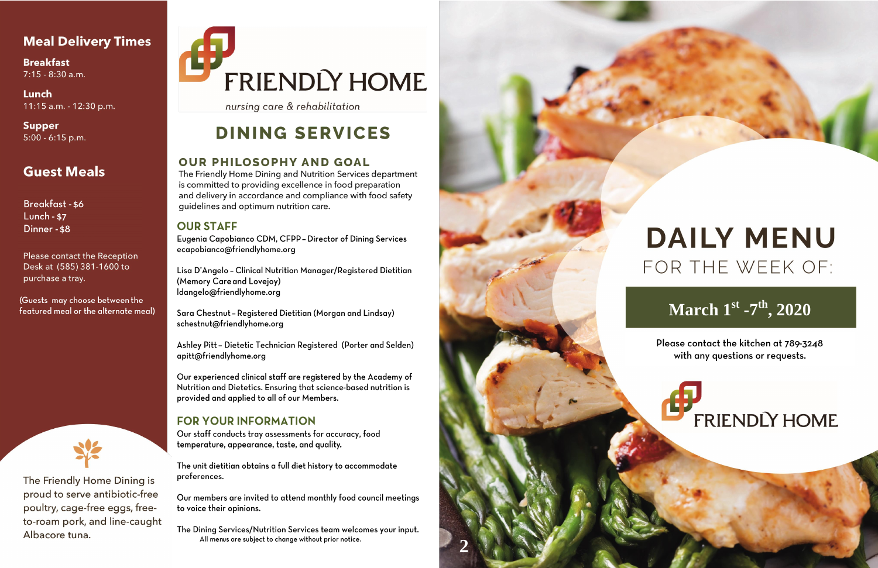## Meal Delivery Times

**Breakfast**
7:15 - 8:30 a.m.

**Lunch**
11:15 a.m. - 12:30 p.m.

**Supper**
5:00 - 6:15 p.m.

## Guest Meals

Breakfast - $6
Lunch - $7
Dinner - $8

Please contact the Reception Desk at (585) 381-1600 to purchase a tray.

(Guests may choose between the featured meal or the alternate meal)

The Friendly Home Dining is proud to serve antibiotic-free poultry, cage-free eggs, free-to-roam pork, and line-caught Albacore tuna.

# FRIENDLY HOME

*nursing care & rehabilitation*

# DINING SERVICES

## OUR PHILOSOPHY AND GOAL

The Friendly Home Dining and Nutrition Services department is committed to providing excellence in food preparation and delivery in accordance and compliance with food safety guidelines and optimum nutrition care.

## OUR STAFF

Eugenia Capobianco CDM, CFPP – Director of Dining Services
ecapobianco@friendlyhome.org

Lisa D'Angelo – Clinical Nutrition Manager/Registered Dietitian (Memory Care and Lovejoy)
ldangelo@friendlyhome.org

Sara Chestnut – Registered Dietitian (Morgan and Lindsay)
schestnut@friendlyhome.org

Ashley Pitt – Dietetic Technician Registered (Porter and Selden)
apitt@friendlyhome.org

Our experienced clinical staff are registered by the Academy of Nutrition and Dietetics. Ensuring that science-based nutrition is provided and applied to all of our Members.

## FOR YOUR INFORMATION

Our staff conducts tray assessments for accuracy, food temperature, appearance, taste, and quality.

The unit dietitian obtains a full diet history to accommodate preferences.

Our members are invited to attend monthly food council meetings to voice their opinions.

The Dining Services/Nutrition Services team welcomes your input.

All menus are subject to change without prior notice.

# DAILY MENU

FOR THE WEEK OF:

**March 1st -7th, 2020**

Please contact the kitchen at 789-3248 with any questions or requests.

FRIENDLY HOME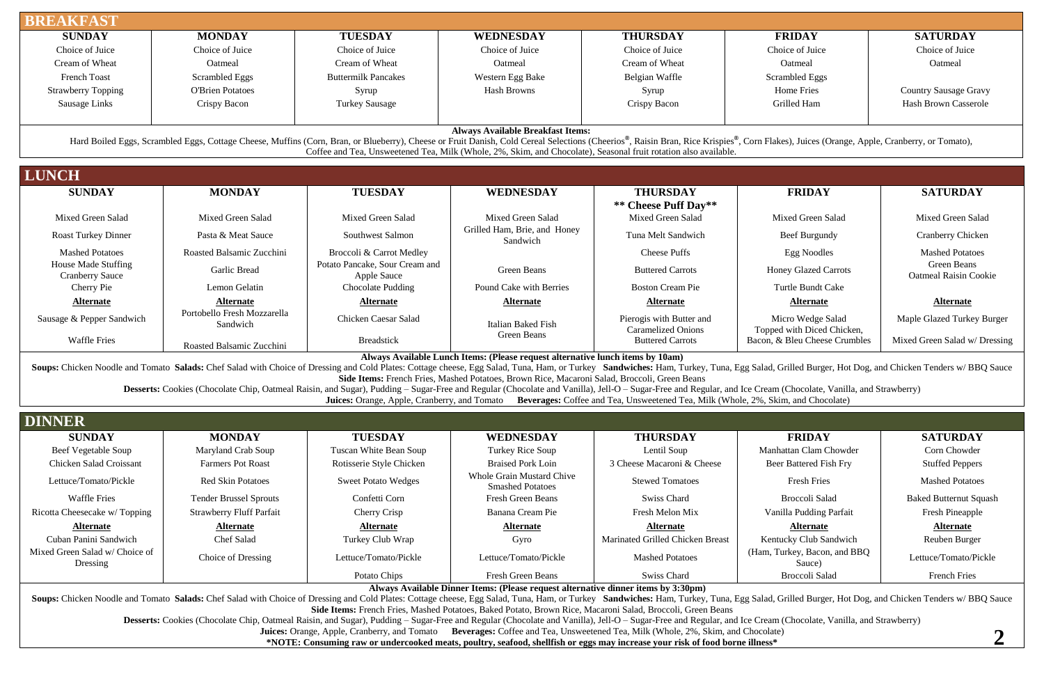## BREAKFAST

| SUNDAY | MONDAY | TUESDAY | WEDNESDAY | THURSDAY | FRIDAY | SATURDAY |
|---|---|---|---|---|---|---|
| Choice of Juice | Choice of Juice | Choice of Juice | Choice of Juice | Choice of Juice | Choice of Juice | Choice of Juice |
| Cream of Wheat | Oatmeal | Cream of Wheat | Oatmeal | Cream of Wheat | Oatmeal | Oatmeal |
| French Toast | Scrambled Eggs | Buttermilk Pancakes | Western Egg Bake | Belgian Waffle | Scrambled Eggs | |
| Strawberry Topping | O'Brien Potatoes | Syrup | Hash Browns | Syrup | Home Fries | Country Sausage Gravy |
| Sausage Links | Crispy Bacon | Turkey Sausage | | Crispy Bacon | Grilled Ham | Hash Brown Casserole |

**Always Available Breakfast Items:**
Hard Boiled Eggs, Scrambled Eggs, Cottage Cheese, Muffins (Corn, Bran, or Blueberry), Cheese or Fruit Danish, Cold Cereal Selections (Cheerios®, Raisin Bran, Rice Krispies®, Corn Flakes), Juices (Orange, Apple, Cranberry, or Tomato), Coffee and Tea, Unsweetened Tea, Milk (Whole, 2%, Skim, and Chocolate), Seasonal fruit rotation also available.

## LUNCH

| SUNDAY | MONDAY | TUESDAY | WEDNESDAY | THURSDAY | FRIDAY | SATURDAY |
|---|---|---|---|---|---|---|
| | | | | ** Cheese Puff Day** | | |
| Mixed Green Salad | Mixed Green Salad | Mixed Green Salad | Mixed Green Salad | Mixed Green Salad | Mixed Green Salad | Mixed Green Salad |
| Roast Turkey Dinner | Pasta & Meat Sauce | Southwest Salmon | Grilled Ham, Brie, and Honey Sandwich | Tuna Melt Sandwich | Beef Burgundy | Cranberry Chicken |
| Mashed Potatoes | Roasted Balsamic Zucchini | Broccoli & Carrot Medley | | Cheese Puffs | Egg Noodles | Mashed Potatoes |
| House Made Stuffing Cranberry Sauce | Garlic Bread | Potato Pancake, Sour Cream and Apple Sauce | Green Beans | Buttered Carrots | Honey Glazed Carrots | Green Beans Oatmeal Raisin Cookie |
| Cherry Pie | Lemon Gelatin | Chocolate Pudding | Pound Cake with Berries | Boston Cream Pie | Turtle Bundt Cake | |
| **Alternate** | **Alternate** | **Alternate** | **Alternate** | **Alternate** | **Alternate** | **Alternate** |
| Sausage & Pepper Sandwich | Portobello Fresh Mozzarella Sandwich | Chicken Caesar Salad | Italian Baked Fish | Pierogis with Butter and Caramelized Onions | Micro Wedge Salad Topped with Diced Chicken, | Maple Glazed Turkey Burger |
| Waffle Fries | Roasted Balsamic Zucchini | Breadstick | Green Beans | Buttered Carrots | Bacon, & Bleu Cheese Crumbles | Mixed Green Salad w/ Dressing |

**Always Available Lunch Items: (Please request alternative lunch items by 10am)**
**Soups:** Chicken Noodle and Tomato **Salads:** Chef Salad with Choice of Dressing and Cold Plates: Cottage cheese, Egg Salad, Tuna, Ham, or Turkey **Sandwiches:** Ham, Turkey, Tuna, Egg Salad, Grilled Burger, Hot Dog, and Chicken Tenders w/ BBQ Sauce
**Side Items:** French Fries, Mashed Potatoes, Brown Rice, Macaroni Salad, Broccoli, Green Beans
**Desserts:** Cookies (Chocolate Chip, Oatmeal Raisin, and Sugar), Pudding – Sugar-Free and Regular (Chocolate and Vanilla), Jell-O – Sugar-Free and Regular, and Ice Cream (Chocolate, Vanilla, and Strawberry)
**Juices:** Orange, Apple, Cranberry, and Tomato **Beverages:** Coffee and Tea, Unsweetened Tea, Milk (Whole, 2%, Skim, and Chocolate)

## DINNER

| SUNDAY | MONDAY | TUESDAY | WEDNESDAY | THURSDAY | FRIDAY | SATURDAY |
|---|---|---|---|---|---|---|
| Beef Vegetable Soup | Maryland Crab Soup | Tuscan White Bean Soup | Turkey Rice Soup | Lentil Soup | Manhattan Clam Chowder | Corn Chowder |
| Chicken Salad Croissant | Farmers Pot Roast | Rotisserie Style Chicken | Braised Pork Loin | 3 Cheese Macaroni & Cheese | Beer Battered Fish Fry | Stuffed Peppers |
| Lettuce/Tomato/Pickle | Red Skin Potatoes | Sweet Potato Wedges | Whole Grain Mustard Chive Smashed Potatoes | Stewed Tomatoes | Fresh Fries | Mashed Potatoes |
| Waffle Fries | Tender Brussel Sprouts | Confetti Corn | Fresh Green Beans | Swiss Chard | Broccoli Salad | Baked Butternut Squash |
| Ricotta Cheesecake w/ Topping | Strawberry Fluff Parfait | Cherry Crisp | Banana Cream Pie | Fresh Melon Mix | Vanilla Pudding Parfait | Fresh Pineapple |
| **Alternate** | **Alternate** | **Alternate** | **Alternate** | **Alternate** | **Alternate** | **Alternate** |
| Cuban Panini Sandwich | Chef Salad | Turkey Club Wrap | Gyro | Marinated Grilled Chicken Breast | Kentucky Club Sandwich | Reuben Burger |
| Mixed Green Salad w/ Choice of Dressing | Choice of Dressing | Lettuce/Tomato/Pickle | Lettuce/Tomato/Pickle | Mashed Potatoes | (Ham, Turkey, Bacon, and BBQ Sauce) | Lettuce/Tomato/Pickle |
| | | Potato Chips | Fresh Green Beans | Swiss Chard | Broccoli Salad | French Fries |

**Always Available Dinner Items: (Please request alternative dinner items by 3:30pm)**
**Soups:** Chicken Noodle and Tomato **Salads:** Chef Salad with Choice of Dressing and Cold Plates: Cottage cheese, Egg Salad, Tuna, Ham, or Turkey **Sandwiches:** Ham, Turkey, Tuna, Egg Salad, Grilled Burger, Hot Dog, and Chicken Tenders w/ BBQ Sauce
**Side Items:** French Fries, Mashed Potatoes, Baked Potato, Brown Rice, Macaroni Salad, Broccoli, Green Beans
**Desserts:** Cookies (Chocolate Chip, Oatmeal Raisin, and Sugar), Pudding – Sugar-Free and Regular (Chocolate and Vanilla), Jell-O – Sugar-Free and Regular, and Ice Cream (Chocolate, Vanilla, and Strawberry)
**Juices:** Orange, Apple, Cranberry, and Tomato **Beverages:** Coffee and Tea, Unsweetened Tea, Milk (Whole, 2%, Skim, and Chocolate)
***NOTE: Consuming raw or undercooked meats, poultry, seafood, shellfish or eggs may increase your risk of food borne illness***